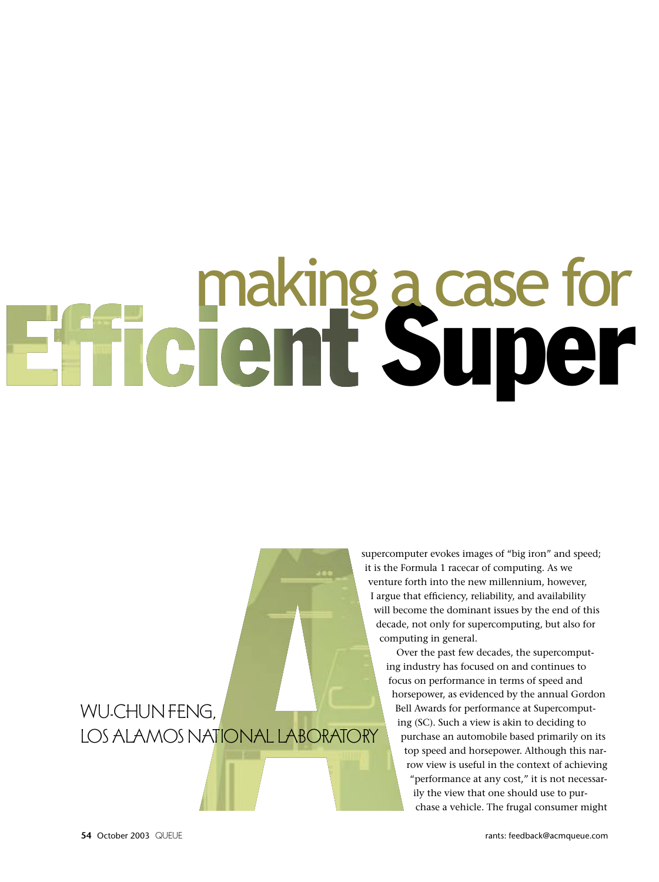# making a case for Efficient Super

WU-CHUN FENG, LOS ALAMOS NATIONAL LABORATORY

A supercomputer evokes images of "big iron" and speed; it is the Formula 1 racecar of computing. As we venture forth into the new millennium, however, I argue that efficiency, reliability, and availability will become the dominant issues by the end of this decade, not only for supercomputing, but also for computing in general.

Over the past few decades, the supercomputing industry has focused on and continues to focus on performance in terms of speed and horsepower, as evidenced by the annual Gordon Bell Awards for performance at Supercomputing (SC). Such a view is akin to deciding to purchase an automobile based primarily on its top speed and horsepower. Although this narrow view is useful in the context of achieving "performance at any cost," it is not necessarily the view that one should use to purchase a vehicle. The frugal consumer might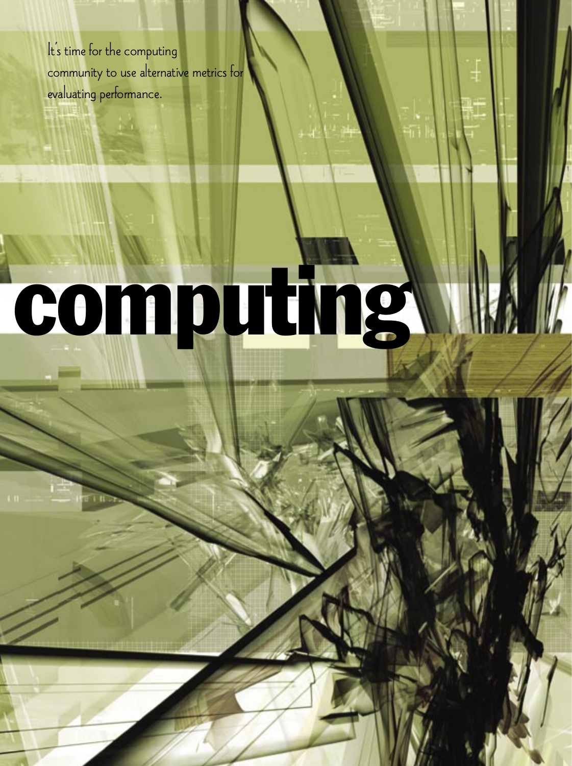It's time for the computing community to use alternative metrics for evaluating performance.

# computing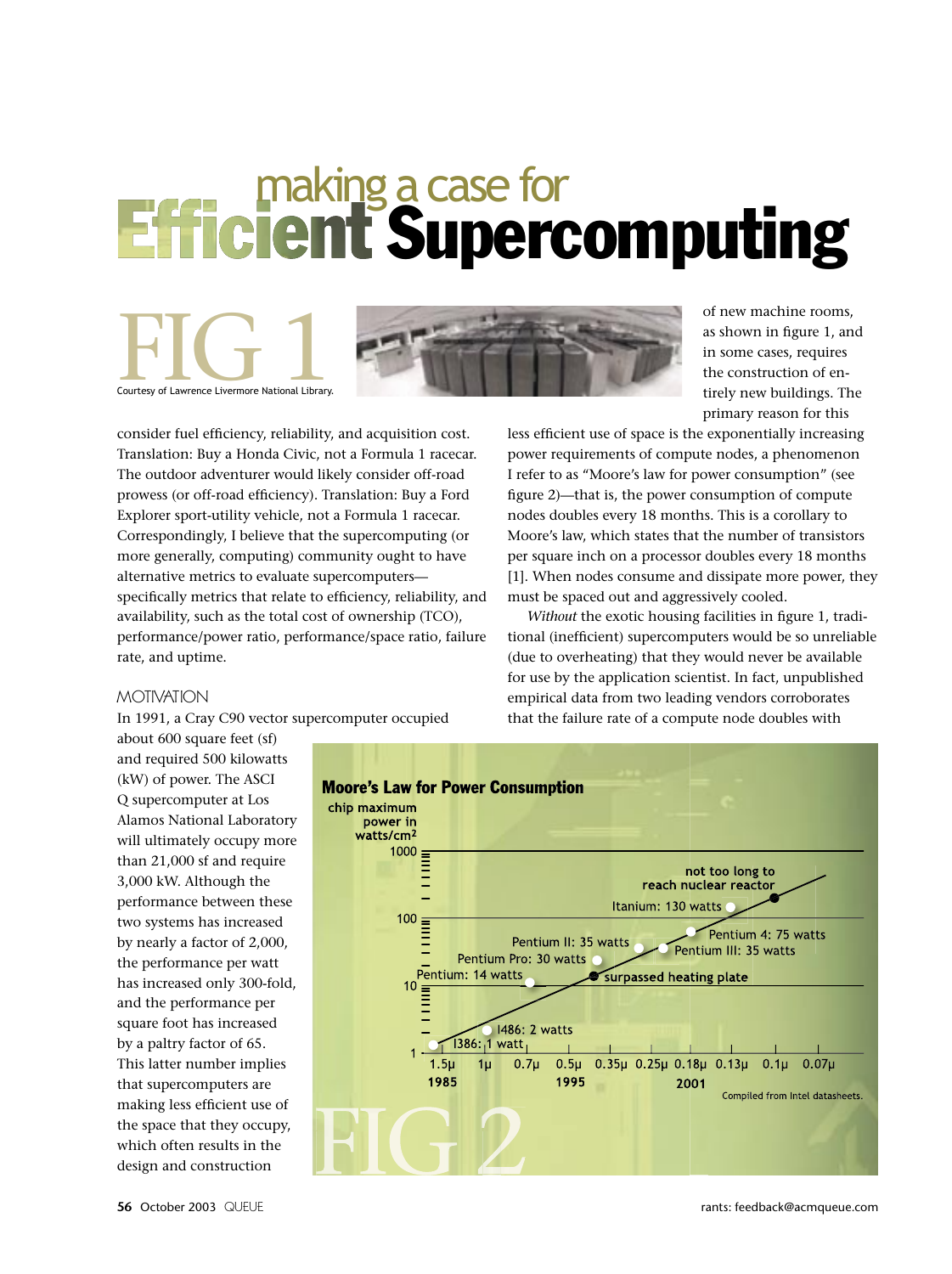# making a case for Efficient Supercomputing

FIG 1

Courtesy of Lawrence Livermore National Library.

consider fuel efficiency, reliability, and acquisition cost. Translation: Buy a Honda Civic, not a Formula 1 racecar. The outdoor adventurer would likely consider off-road prowess (or off-road efficiency). Translation: Buy a Ford Explorer sport-utility vehicle, not a Formula 1 racecar. Correspondingly, I believe that the supercomputing (or more generally, computing) community ought to have alternative metrics to evaluate supercomputers—specifically metrics that relate to efficiency, reliability, and availability, such as the total cost of ownership (TCO), performance/power ratio, performance/space ratio, failure rate, and uptime.

## MOTIVATION

In 1991, a Cray C90 vector supercomputer occupied about 600 square feet (sf) and required 500 kilowatts (kW) of power. The ASCI Q supercomputer at Los Alamos National Laboratory will ultimately occupy more than 21,000 sf and require 3,000 kW. Although the performance between these two systems has increased by nearly a factor of 2,000, the performance per watt has increased only 300-fold, and the performance per square foot has increased by a paltry factor of 65. This latter number implies that supercomputers are making less efficient use of the space that they occupy, which often results in the design and construction of new machine rooms, as shown in figure 1, and in some cases, requires the construction of entirely new buildings. The primary reason for this less efficient use of space is the exponentially increasing power requirements of compute nodes, a phenomenon I refer to as "Moore's law for power consumption" (see figure 2)—that is, the power consumption of compute nodes doubles every 18 months. This is a corollary to Moore's law, which states that the number of transistors per square inch on a processor doubles every 18 months [1]. When nodes consume and dissipate more power, they must be spaced out and aggressively cooled.

*Without* the exotic housing facilities in figure 1, traditional (inefficient) supercomputers would be so unreliable (due to overheating) that they would never be available for use by the application scientist. In fact, unpublished empirical data from two leading vendors corroborates that the failure rate of a compute node doubles with

FIG 2

Compiled from Intel datasheets.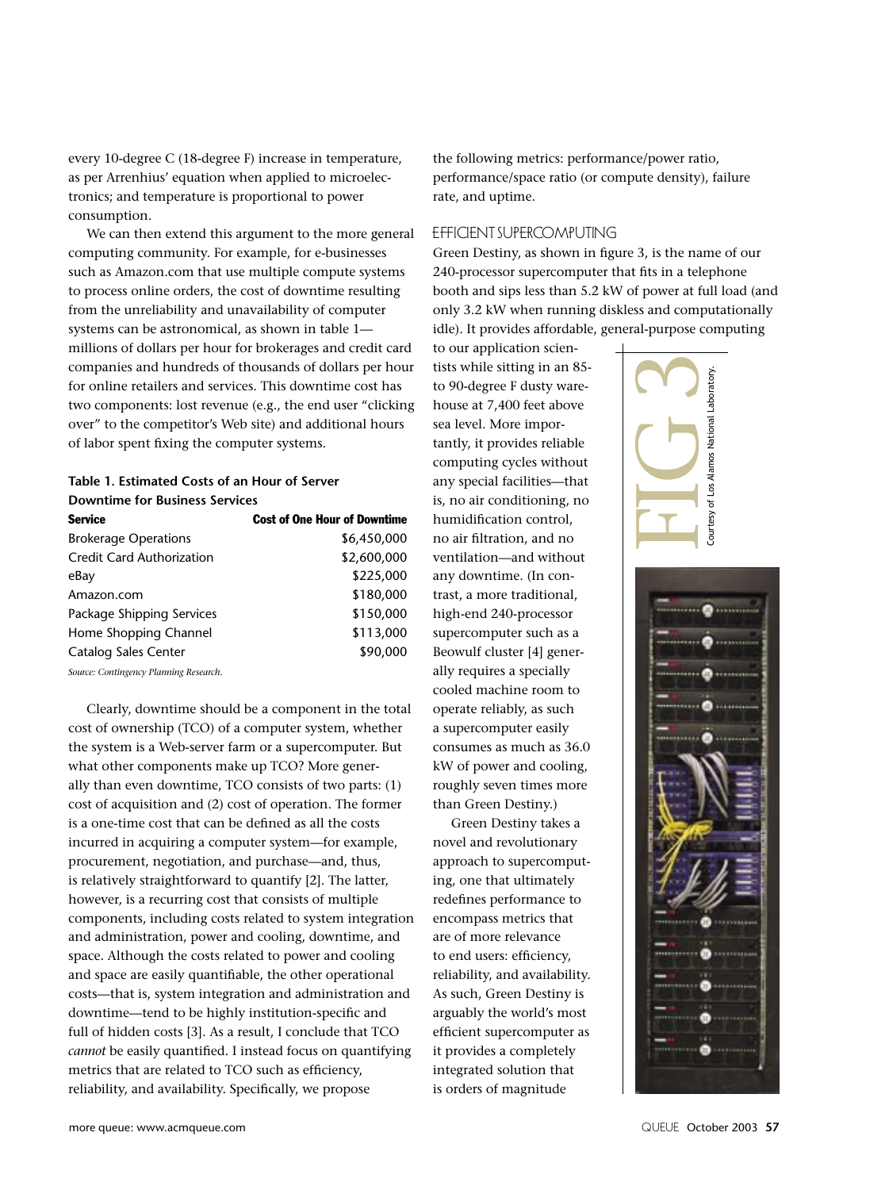every 10-degree C (18-degree F) increase in temperature, as per Arrhenius' equation when applied to microelectronics; and temperature is proportional to power consumption.

We can then extend this argument to the more general computing community. For example, for e-businesses such as Amazon.com that use multiple compute systems to process online orders, the cost of downtime resulting from the unreliability and unavailability of computer systems can be astronomical, as shown in table 1—millions of dollars per hour for brokerages and credit card companies and hundreds of thousands of dollars per hour for online retailers and services. This downtime cost has two components: lost revenue (e.g., the end user "clicking over" to the competitor's Web site) and additional hours of labor spent fixing the computer systems.

**Table 1. Estimated Costs of an Hour of Server Downtime for Business Services**

| Service | Cost of One Hour of Downtime |
|---|---|
| Brokerage Operations | $6,450,000 |
| Credit Card Authorization | $2,600,000 |
| eBay | $225,000 |
| Amazon.com | $180,000 |
| Package Shipping Services | $150,000 |
| Home Shopping Channel | $113,000 |
| Catalog Sales Center | $90,000 |

*Source: Contingency Planning Research.*

Clearly, downtime should be a component in the total cost of ownership (TCO) of a computer system, whether the system is a Web-server farm or a supercomputer. But what other components make up TCO? More generally than even downtime, TCO consists of two parts: (1) cost of acquisition and (2) cost of operation. The former is a one-time cost that can be defined as all the costs incurred in acquiring a computer system—for example, procurement, negotiation, and purchase—and, thus, is relatively straightforward to quantify [2]. The latter, however, is a recurring cost that consists of multiple components, including costs related to system integration and administration, power and cooling, downtime, and space. Although the costs related to power and cooling and space are easily quantifiable, the other operational costs—that is, system integration and administration and downtime—tend to be highly institution-specific and full of hidden costs [3]. As a result, I conclude that TCO *cannot* be easily quantified. I instead focus on quantifying metrics that are related to TCO such as efficiency, reliability, and availability. Specifically, we propose the following metrics: performance/power ratio, performance/space ratio (or compute density), failure rate, and uptime.

## EFFICIENT SUPERCOMPUTING

Green Destiny, as shown in figure 3, is the name of our 240-processor supercomputer that fits in a telephone booth and sips less than 5.2 kW of power at full load (and only 3.2 kW when running diskless and computationally idle). It provides affordable, general-purpose computing to our application scientists while sitting in an 85- to 90-degree F dusty warehouse at 7,400 feet above sea level. More importantly, it provides reliable computing cycles without any special facilities—that is, no air conditioning, no humidification control, no air filtration, and no ventilation—and without any downtime. (In contrast, a more traditional, high-end 240-processor supercomputer such as a Beowulf cluster [4] generally requires a specially cooled machine room to operate reliably, as such a supercomputer easily consumes as much as 36.0 kW of power and cooling, roughly seven times more than Green Destiny.)

Green Destiny takes a novel and revolutionary approach to supercomputing, one that ultimately redefines performance to encompass metrics that are of more relevance to end users: efficiency, reliability, and availability. As such, Green Destiny is arguably the world's most efficient supercomputer as it provides a completely integrated solution that is orders of magnitude

FIG 3

Courtesy of Los Alamos National Laboratory.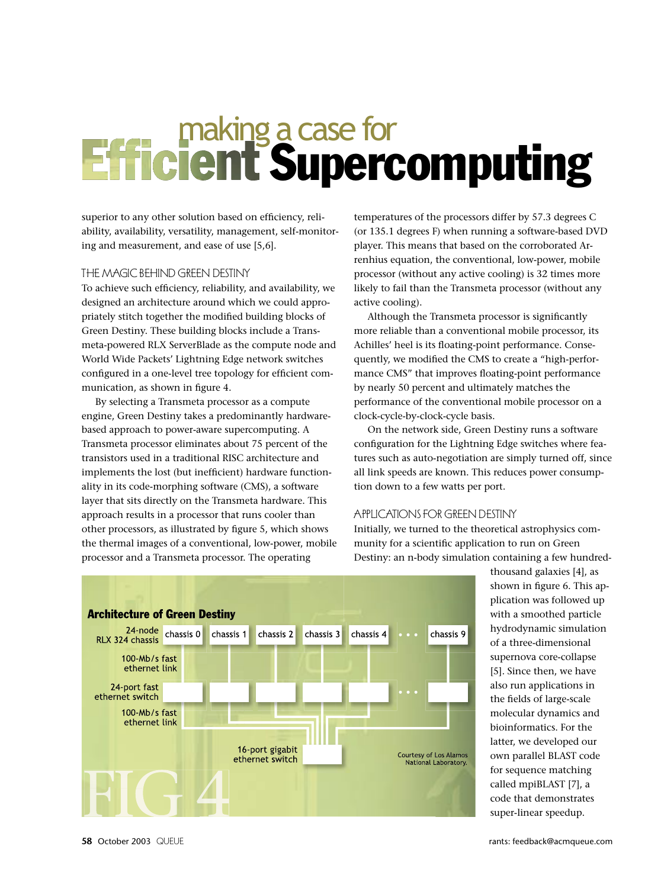# making a case for Efficient Supercomputing

superior to any other solution based on efficiency, reliability, availability, versatility, management, self-monitoring and measurement, and ease of use [5,6].

## THE MAGIC BEHIND GREEN DESTINY

To achieve such efficiency, reliability, and availability, we designed an architecture around which we could appropriately stitch together the modified building blocks of Green Destiny. These building blocks include a Transmeta-powered RLX ServerBlade as the compute node and World Wide Packets' Lightning Edge network switches configured in a one-level tree topology for efficient communication, as shown in figure 4.

By selecting a Transmeta processor as a compute engine, Green Destiny takes a predominantly hardware-based approach to power-aware supercomputing. A Transmeta processor eliminates about 75 percent of the transistors used in a traditional RISC architecture and implements the lost (but inefficient) hardware functionality in its code-morphing software (CMS), a software layer that sits directly on the Transmeta hardware. This approach results in a processor that runs cooler than other processors, as illustrated by figure 5, which shows the thermal images of a conventional, low-power, mobile processor and a Transmeta processor. The operating temperatures of the processors differ by 57.3 degrees C (or 135.1 degrees F) when running a software-based DVD player. This means that based on the corroborated Arrenhius equation, the conventional, low-power, mobile processor (without any active cooling) is 32 times more likely to fail than the Transmeta processor (without any active cooling).

Although the Transmeta processor is significantly more reliable than a conventional mobile processor, its Achilles' heel is its floating-point performance. Consequently, we modified the CMS to create a "high-performance CMS" that improves floating-point performance by nearly 50 percent and ultimately matches the performance of the conventional mobile processor on a clock-cycle-by-clock-cycle basis.

On the network side, Green Destiny runs a software configuration for the Lightning Edge switches where features such as auto-negotiation are simply turned off, since all link speeds are known. This reduces power consumption down to a few watts per port.

## APPLICATIONS FOR GREEN DESTINY

Initially, we turned to the theoretical astrophysics community for a scientific application to run on Green Destiny: an n-body simulation containing a few hundred-thousand galaxies [4], as shown in figure 6. This application was followed up with a smoothed particle hydrodynamic simulation of a three-dimensional supernova core-collapse [5]. Since then, we have also run applications in the fields of large-scale molecular dynamics and bioinformatics. For the latter, we developed our own parallel BLAST code for sequence matching called mpiBLAST [7], a code that demonstrates super-linear speedup.

**FIG 4: Architecture of Green Destiny**

24-node RLX 324 chassis: chassis 0, chassis 1, chassis 2, chassis 3, chassis 4, . . . chassis 9
100-Mb/s fast ethernet link
24-port fast ethernet switch
100-Mb/s fast ethernet link
16-port gigabit ethernet switch

Courtesy of Los Alamos National Laboratory.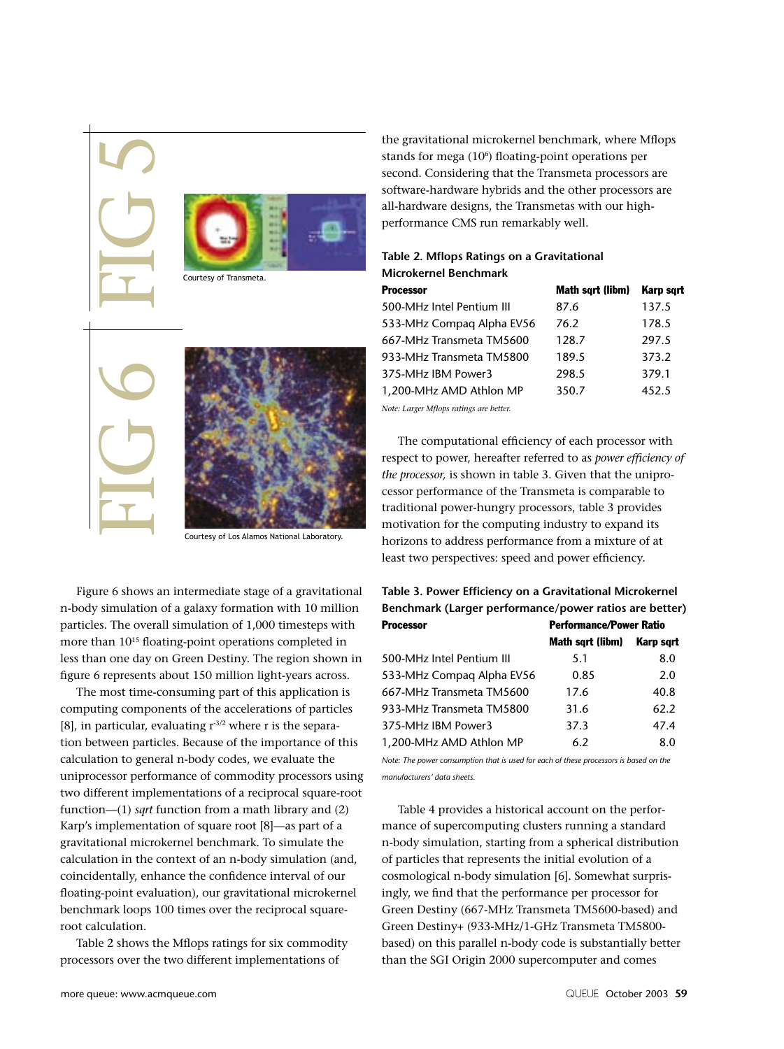FIG 5

Courtesy of Transmeta.

FIG 6

Courtesy of Los Alamos National Laboratory.

Figure 6 shows an intermediate stage of a gravitational n-body simulation of a galaxy formation with 10 million particles. The overall simulation of 1,000 timesteps with more than $10^{15}$ floating-point operations completed in less than one day on Green Destiny. The region shown in figure 6 represents about 150 million light-years across.

The most time-consuming part of this application is computing components of the accelerations of particles [8], in particular, evaluating $r^{-3/2}$ where r is the separation between particles. Because of the importance of this calculation to general n-body codes, we evaluate the uniprocessor performance of commodity processors using two different implementations of a reciprocal square-root function—(1) *sqrt* function from a math library and (2) Karp's implementation of square root [8]—as part of a gravitational microkernel benchmark. To simulate the calculation in the context of an n-body simulation (and, coincidentally, enhance the confidence interval of our floating-point evaluation), our gravitational microkernel benchmark loops 100 times over the reciprocal square-root calculation.

Table 2 shows the Mflops ratings for six commodity processors over the two different implementations of the gravitational microkernel benchmark, where Mflops stands for mega ($10^6$) floating-point operations per second. Considering that the Transmeta processors are software-hardware hybrids and the other processors are all-hardware designs, the Transmetas with our high-performance CMS run remarkably well.

**Table 2. Mflops Ratings on a Gravitational Microkernel Benchmark**

| Processor | Math sqrt (libm) | Karp sqrt |
|---|---|---|
| 500-MHz Intel Pentium III | 87.6 | 137.5 |
| 533-MHz Compaq Alpha EV56 | 76.2 | 178.5 |
| 667-MHz Transmeta TM5600 | 128.7 | 297.5 |
| 933-MHz Transmeta TM5800 | 189.5 | 373.2 |
| 375-MHz IBM Power3 | 298.5 | 379.1 |
| 1,200-MHz AMD Athlon MP | 350.7 | 452.5 |

*Note: Larger Mflops ratings are better.*

The computational efficiency of each processor with respect to power, hereafter referred to as *power efficiency of the processor,* is shown in table 3. Given that the uniprocessor performance of the Transmeta is comparable to traditional power-hungry processors, table 3 provides motivation for the computing industry to expand its horizons to address performance from a mixture of at least two perspectives: speed and power efficiency.

**Table 3. Power Efficiency on a Gravitational Microkernel Benchmark (Larger performance/power ratios are better)**

| Processor | Performance/Power Ratio | |
|---|---|---|
| | Math sqrt (libm) | Karp sqrt |
| 500-MHz Intel Pentium III | 5.1 | 8.0 |
| 533-MHz Compaq Alpha EV56 | 0.85 | 2.0 |
| 667-MHz Transmeta TM5600 | 17.6 | 40.8 |
| 933-MHz Transmeta TM5800 | 31.6 | 62.2 |
| 375-MHz IBM Power3 | 37.3 | 47.4 |
| 1,200-MHz AMD Athlon MP | 6.2 | 8.0 |

*Note: The power consumption that is used for each of these processors is based on the manufacturers' data sheets.*

Table 4 provides a historical account on the performance of supercomputing clusters running a standard n-body simulation, starting from a spherical distribution of particles that represents the initial evolution of a cosmological n-body simulation [6]. Somewhat surprisingly, we find that the performance per processor for Green Destiny (667-MHz Transmeta TM5600-based) and Green Destiny+ (933-MHz/1-GHz Transmeta TM5800-based) on this parallel n-body code is substantially better than the SGI Origin 2000 supercomputer and comes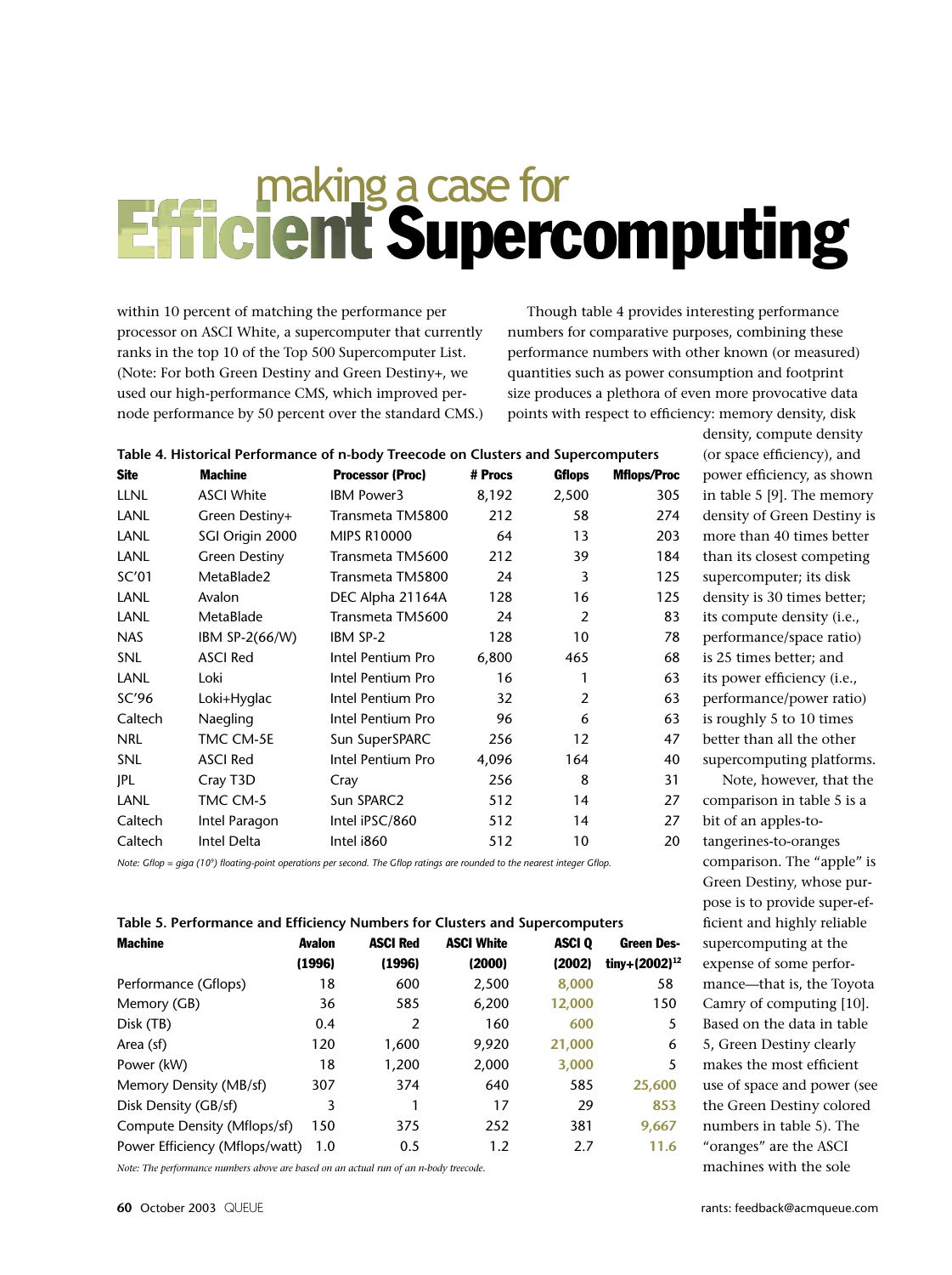# making a case for Efficient Supercomputing

within 10 percent of matching the performance per processor on ASCI White, a supercomputer that currently ranks in the top 10 of the Top 500 Supercomputer List. (Note: For both Green Destiny and Green Destiny+, we used our high-performance CMS, which improved per-node performance by 50 percent over the standard CMS.)

**Table 4. Historical Performance of n-body Treecode on Clusters and Supercomputers**

| Site | Machine | Processor (Proc) | # Procs | Gflops | Mflops/Proc |
|---|---|---|---|---|---|
| LLNL | ASCI White | IBM Power3 | 8,192 | 2,500 | 305 |
| LANL | Green Destiny+ | Transmeta TM5800 | 212 | 58 | 274 |
| LANL | SGI Origin 2000 | MIPS R10000 | 64 | 13 | 203 |
| LANL | Green Destiny | Transmeta TM5600 | 212 | 39 | 184 |
| SC'01 | MetaBlade2 | Transmeta TM5800 | 24 | 3 | 125 |
| LANL | Avalon | DEC Alpha 21164A | 128 | 16 | 125 |
| LANL | MetaBlade | Transmeta TM5600 | 24 | 2 | 83 |
| NAS | IBM SP-2(66/W) | IBM SP-2 | 128 | 10 | 78 |
| SNL | ASCI Red | Intel Pentium Pro | 6,800 | 465 | 68 |
| LANL | Loki | Intel Pentium Pro | 16 | 1 | 63 |
| SC'96 | Loki+Hyglac | Intel Pentium Pro | 32 | 2 | 63 |
| Caltech | Naegling | Intel Pentium Pro | 96 | 6 | 63 |
| NRL | TMC CM-5E | Sun SuperSPARC | 256 | 12 | 47 |
| SNL | ASCI Red | Intel Pentium Pro | 4,096 | 164 | 40 |
| JPL | Cray T3D | Cray | 256 | 8 | 31 |
| LANL | TMC CM-5 | Sun SPARC2 | 512 | 14 | 27 |
| Caltech | Intel Paragon | Intel iPSC/860 | 512 | 14 | 27 |
| Caltech | Intel Delta | Intel i860 | 512 | 10 | 20 |

*Note: Gflop = giga ($10^9$) floating-point operations per second. The Gflop ratings are rounded to the nearest integer Gflop.*

Though table 4 provides interesting performance numbers for comparative purposes, combining these performance numbers with other known (or measured) quantities such as power consumption and footprint size produces a plethora of even more provocative data points with respect to efficiency: memory density, disk density, compute density (or space efficiency), and power efficiency, as shown in table 5 [9]. The memory density of Green Destiny is more than 40 times better than its closest competing supercomputer; its disk density is 30 times better; its compute density (i.e., performance/space ratio) is 25 times better; and its power efficiency (i.e., performance/power ratio) is roughly 5 to 10 times better than all the other supercomputing platforms.

Note, however, that the comparison in table 5 is a bit of an apples-to-tangerines-to-oranges comparison. The "apple" is Green Destiny, whose purpose is to provide super-efficient and highly reliable supercomputing at the expense of some performance—that is, the Toyota Camry of computing [10]. Based on the data in table 5, Green Destiny clearly makes the most efficient use of space and power (see the Green Destiny colored numbers in table 5). The "oranges" are the ASCI machines with the sole

**Table 5. Performance and Efficiency Numbers for Clusters and Supercomputers**

| Machine | Avalon (1996) | ASCI Red (1996) | ASCI White (2000) | ASCI Q (2002) | Green Destiny+(2002)[12] |
|---|---|---|---|---|---|
| Performance (Gflops) | 18 | 600 | 2,500 | 8,000 | 58 |
| Memory (GB) | 36 | 585 | 6,200 | 12,000 | 150 |
| Disk (TB) | 0.4 | 2 | 160 | 600 | 5 |
| Area (sf) | 120 | 1,600 | 9,920 | 21,000 | 6 |
| Power (kW) | 18 | 1,200 | 2,000 | 3,000 | 5 |
| Memory Density (MB/sf) | 307 | 374 | 640 | 585 | 25,600 |
| Disk Density (GB/sf) | 3 | 1 | 17 | 29 | 853 |
| Compute Density (Mflops/sf) | 150 | 375 | 252 | 381 | 9,667 |
| Power Efficiency (Mflops/watt) | 1.0 | 0.5 | 1.2 | 2.7 | 11.6 |

*Note: The performance numbers above are based on an actual run of an n-body treecode.*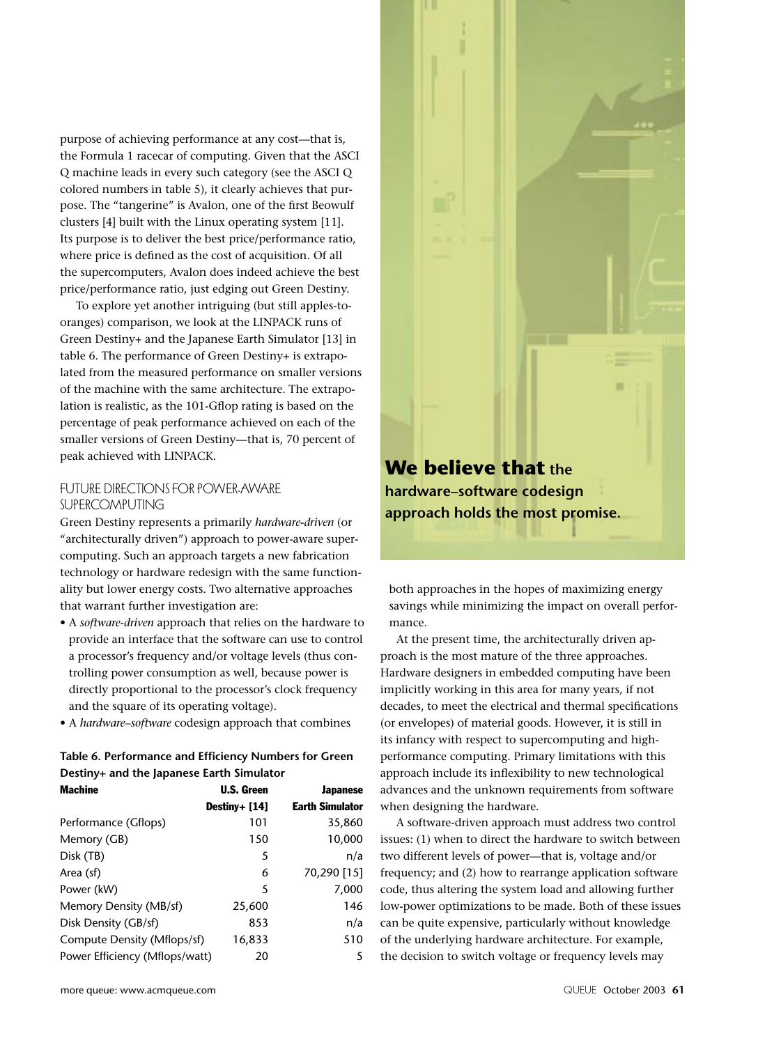purpose of achieving performance at any cost—that is, the Formula 1 racecar of computing. Given that the ASCI Q machine leads in every such category (see the ASCI Q colored numbers in table 5), it clearly achieves that purpose. The "tangerine" is Avalon, one of the first Beowulf clusters [4] built with the Linux operating system [11]. Its purpose is to deliver the best price/performance ratio, where price is defined as the cost of acquisition. Of all the supercomputers, Avalon does indeed achieve the best price/performance ratio, just edging out Green Destiny.

To explore yet another intriguing (but still apples-to-oranges) comparison, we look at the LINPACK runs of Green Destiny+ and the Japanese Earth Simulator [13] in table 6. The performance of Green Destiny+ is extrapolated from the measured performance on smaller versions of the machine with the same architecture. The extrapolation is realistic, as the 101-Gflop rating is based on the percentage of peak performance achieved on each of the smaller versions of Green Destiny—that is, 70 percent of peak achieved with LINPACK.

## FUTURE DIRECTIONS FOR POWER-AWARE SUPERCOMPUTING

Green Destiny represents a primarily *hardware-driven* (or "architecturally driven") approach to power-aware supercomputing. Such an approach targets a new fabrication technology or hardware redesign with the same functionality but lower energy costs. Two alternative approaches that warrant further investigation are:

- A *software-driven* approach that relies on the hardware to provide an interface that the software can use to control a processor's frequency and/or voltage levels (thus controlling power consumption as well, because power is directly proportional to the processor's clock frequency and the square of its operating voltage).
- A *hardware–software* codesign approach that combines both approaches in the hopes of maximizing energy savings while minimizing the impact on overall performance.

**Table 6. Performance and Efficiency Numbers for Green Destiny+ and the Japanese Earth Simulator**

| Machine | U.S. Green Destiny+ [14] | Japanese Earth Simulator |
|---|---|---|
| Performance (Gflops) | 101 | 35,860 |
| Memory (GB) | 150 | 10,000 |
| Disk (TB) | 5 | n/a |
| Area (sf) | 6 | 70,290 [15] |
| Power (kW) | 5 | 7,000 |
| Memory Density (MB/sf) | 25,600 | 146 |
| Disk Density (GB/sf) | 853 | n/a |
| Compute Density (Mflops/sf) | 16,833 | 510 |
| Power Efficiency (Mflops/watt) | 20 | 5 |

**We believe that the hardware–software codesign approach holds the most promise.**

At the present time, the architecturally driven approach is the most mature of the three approaches. Hardware designers in embedded computing have been implicitly working in this area for many years, if not decades, to meet the electrical and thermal specifications (or envelopes) of material goods. However, it is still in its infancy with respect to supercomputing and high-performance computing. Primary limitations with this approach include its inflexibility to new technological advances and the unknown requirements from software when designing the hardware.

A software-driven approach must address two control issues: (1) when to direct the hardware to switch between two different levels of power—that is, voltage and/or frequency; and (2) how to rearrange application software code, thus altering the system load and allowing further low-power optimizations to be made. Both of these issues can be quite expensive, particularly without knowledge of the underlying hardware architecture. For example, the decision to switch voltage or frequency levels may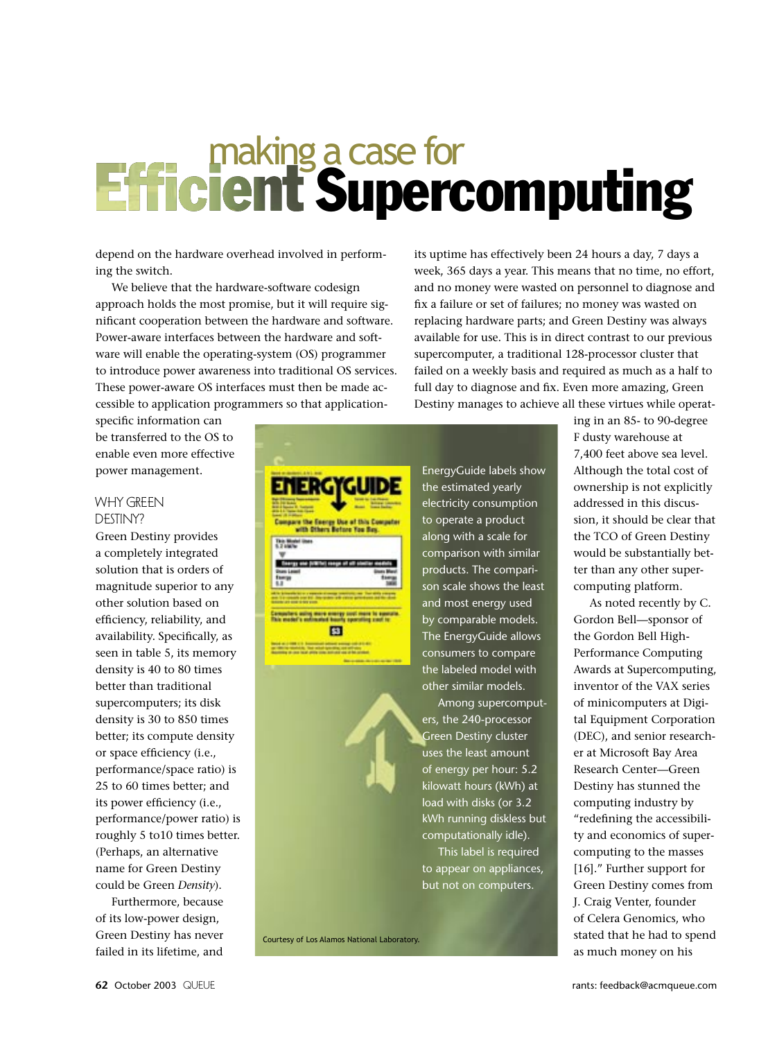# making a case for Efficient Supercomputing

depend on the hardware overhead involved in performing the switch.

We believe that the hardware-software codesign approach holds the most promise, but it will require significant cooperation between the hardware and software. Power-aware interfaces between the hardware and software will enable the operating-system (OS) programmer to introduce power awareness into traditional OS services. These power-aware OS interfaces must then be made accessible to application programmers so that application-specific information can be transferred to the OS to enable even more effective power management.

## WHY GREEN DESTINY?

Green Destiny provides a completely integrated solution that is orders of magnitude superior to any other solution based on efficiency, reliability, and availability. Specifically, as seen in table 5, its memory density is 40 to 80 times better than traditional supercomputers; its disk density is 30 to 850 times better; its compute density or space efficiency (i.e., performance/space ratio) is 25 to 60 times better; and its power efficiency (i.e., performance/power ratio) is roughly 5 to10 times better. (Perhaps, an alternative name for Green Destiny could be Green *Density*).

Furthermore, because of its low-power design, Green Destiny has never failed in its lifetime, and its uptime has effectively been 24 hours a day, 7 days a week, 365 days a year. This means that no time, no effort, and no money were wasted on personnel to diagnose and fix a failure or set of failures; no money was wasted on replacing hardware parts; and Green Destiny was always available for use. This is in direct contrast to our previous supercomputer, a traditional 128-processor cluster that failed on a weekly basis and required as much as a half to full day to diagnose and fix. Even more amazing, Green Destiny manages to achieve all these virtues while operating in an 85- to 90-degree F dusty warehouse at 7,400 feet above sea level. Although the total cost of ownership is not explicitly addressed in this discussion, it should be clear that the TCO of Green Destiny would be substantially better than any other supercomputing platform.

As noted recently by C. Gordon Bell—sponsor of the Gordon Bell High-Performance Computing Awards at Supercomputing, inventor of the VAX series of minicomputers at Digital Equipment Corporation (DEC), and senior researcher at Microsoft Bay Area Research Center—Green Destiny has stunned the computing industry by "redefining the accessibility and economics of supercomputing to the masses [16]." Further support for Green Destiny comes from J. Craig Venter, founder of Celera Genomics, who stated that he had to spend as much money on his

EnergyGuide labels show the estimated yearly electricity consumption to operate a product along with a scale for comparison with similar products. The comparison scale shows the least and most energy used by comparable models. The EnergyGuide allows consumers to compare the labeled model with other similar models.

Among supercomputers, the 240-processor Green Destiny cluster uses the least amount of energy per hour: 5.2 kilowatt hours (kWh) at load with disks (or 3.2 kWh running diskless but computationally idle).

This label is required to appear on appliances, but not on computers.

Courtesy of Los Alamos National Laboratory.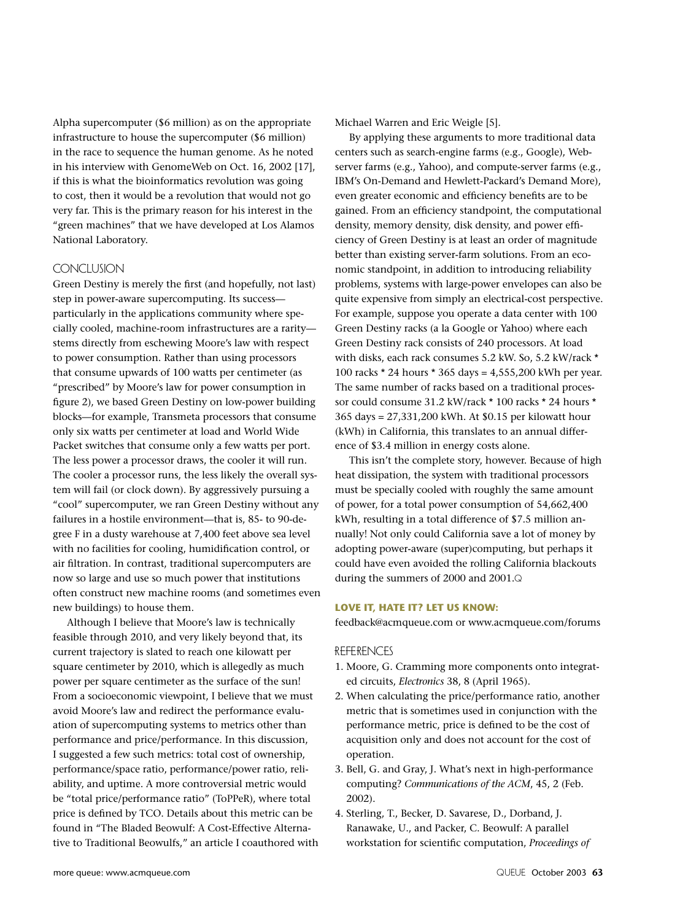Alpha supercomputer ($6 million) as on the appropriate infrastructure to house the supercomputer ($6 million) in the race to sequence the human genome. As he noted in his interview with GenomeWeb on Oct. 16, 2002 [17], if this is what the bioinformatics revolution was going to cost, then it would be a revolution that would not go very far. This is the primary reason for his interest in the "green machines" that we have developed at Los Alamos National Laboratory.

## CONCLUSION

Green Destiny is merely the first (and hopefully, not last) step in power-aware supercomputing. Its success—particularly in the applications community where specially cooled, machine-room infrastructures are a rarity—stems directly from eschewing Moore's law with respect to power consumption. Rather than using processors that consume upwards of 100 watts per centimeter (as "prescribed" by Moore's law for power consumption in figure 2), we based Green Destiny on low-power building blocks—for example, Transmeta processors that consume only six watts per centimeter at load and World Wide Packet switches that consume only a few watts per port. The less power a processor draws, the cooler it will run. The cooler a processor runs, the less likely the overall system will fail (or clock down). By aggressively pursuing a "cool" supercomputer, we ran Green Destiny without any failures in a hostile environment—that is, 85- to 90-degree F in a dusty warehouse at 7,400 feet above sea level with no facilities for cooling, humidification control, or air filtration. In contrast, traditional supercomputers are now so large and use so much power that institutions often construct new machine rooms (and sometimes even new buildings) to house them.

Although I believe that Moore's law is technically feasible through 2010, and very likely beyond that, its current trajectory is slated to reach one kilowatt per square centimeter by 2010, which is allegedly as much power per square centimeter as the surface of the sun! From a socioeconomic viewpoint, I believe that we must avoid Moore's law and redirect the performance evaluation of supercomputing systems to metrics other than performance and price/performance. In this discussion, I suggested a few such metrics: total cost of ownership, performance/space ratio, performance/power ratio, reliability, and uptime. A more controversial metric would be "total price/performance ratio" (ToPPeR), where total price is defined by TCO. Details about this metric can be found in "The Bladed Beowulf: A Cost-Effective Alternative to Traditional Beowulfs," an article I coauthored with Michael Warren and Eric Weigle [5].

By applying these arguments to more traditional data centers such as search-engine farms (e.g., Google), Web-server farms (e.g., Yahoo), and compute-server farms (e.g., IBM's On-Demand and Hewlett-Packard's Demand More), even greater economic and efficiency benefits are to be gained. From an efficiency standpoint, the computational density, memory density, disk density, and power efficiency of Green Destiny is at least an order of magnitude better than existing server-farm solutions. From an economic standpoint, in addition to introducing reliability problems, systems with large-power envelopes can also be quite expensive from simply an electrical-cost perspective. For example, suppose you operate a data center with 100 Green Destiny racks (a la Google or Yahoo) where each Green Destiny rack consists of 240 processors. At load with disks, each rack consumes 5.2 kW. So, 5.2 kW/rack * 100 racks * 24 hours * 365 days = 4,555,200 kWh per year. The same number of racks based on a traditional processor could consume 31.2 kW/rack * 100 racks * 24 hours * 365 days = 27,331,200 kWh. At $0.15 per kilowatt hour (kWh) in California, this translates to an annual difference of $3.4 million in energy costs alone.

This isn't the complete story, however. Because of high heat dissipation, the system with traditional processors must be specially cooled with roughly the same amount of power, for a total power consumption of 54,662,400 kWh, resulting in a total difference of $7.5 million annually! Not only could California save a lot of money by adopting power-aware (super)computing, but perhaps it could have even avoided the rolling California blackouts during the summers of 2000 and 2001.

**LOVE IT, HATE IT? LET US KNOW:**

feedback@acmqueue.com or www.acmqueue.com/forums

## REFERENCES

1. Moore, G. Cramming more components onto integrated circuits, *Electronics* 38, 8 (April 1965).
2. When calculating the price/performance ratio, another metric that is sometimes used in conjunction with the performance metric, price is defined to be the cost of acquisition only and does not account for the cost of operation.
3. Bell, G. and Gray, J. What's next in high-performance computing? *Communications of the ACM*, 45, 2 (Feb. 2002).
4. Sterling, T., Becker, D. Savarese, D., Dorband, J. Ranawake, U., and Packer, C. Beowulf: A parallel workstation for scientific computation, *Proceedings of*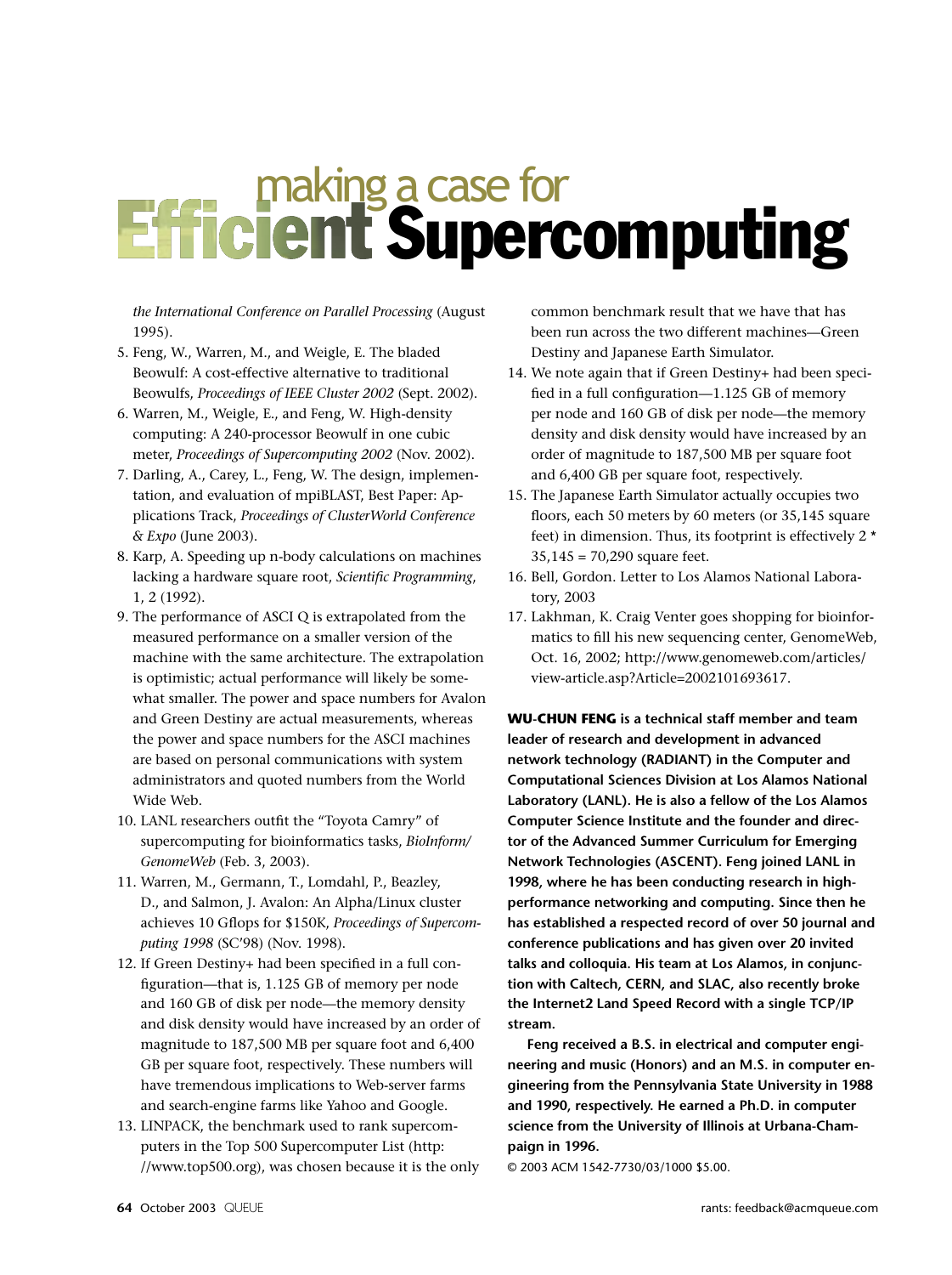# making a case for Efficient Supercomputing

*the International Conference on Parallel Processing* (August 1995).

5. Feng, W., Warren, M., and Weigle, E. The bladed Beowulf: A cost-effective alternative to traditional Beowulfs, *Proceedings of IEEE Cluster 2002* (Sept. 2002).
6. Warren, M., Weigle, E., and Feng, W. High-density computing: A 240-processor Beowulf in one cubic meter, *Proceedings of Supercomputing 2002* (Nov. 2002).
7. Darling, A., Carey, L., Feng, W. The design, implementation, and evaluation of mpiBLAST, Best Paper: Applications Track, *Proceedings of ClusterWorld Conference & Expo* (June 2003).
8. Karp, A. Speeding up n-body calculations on machines lacking a hardware square root, *Scientific Programming*, 1, 2 (1992).
9. The performance of ASCI Q is extrapolated from the measured performance on a smaller version of the machine with the same architecture. The extrapolation is optimistic; actual performance will likely be somewhat smaller. The power and space numbers for Avalon and Green Destiny are actual measurements, whereas the power and space numbers for the ASCI machines are based on personal communications with system administrators and quoted numbers from the World Wide Web.
10. LANL researchers outfit the "Toyota Camry" of supercomputing for bioinformatics tasks, *BioInform/ GenomeWeb* (Feb. 3, 2003).
11. Warren, M., Germann, T., Lomdahl, P., Beazley, D., and Salmon, J. Avalon: An Alpha/Linux cluster achieves 10 Gflops for $150K, *Proceedings of Supercomputing 1998* (SC'98) (Nov. 1998).
12. If Green Destiny+ had been specified in a full configuration—that is, 1.125 GB of memory per node and 160 GB of disk per node—the memory density and disk density would have increased by an order of magnitude to 187,500 MB per square foot and 6,400 GB per square foot, respectively. These numbers will have tremendous implications to Web-server farms and search-engine farms like Yahoo and Google.
13. LINPACK, the benchmark used to rank supercomputers in the Top 500 Supercomputer List (http://www.top500.org), was chosen because it is the only common benchmark result that we have that has been run across the two different machines—Green Destiny and Japanese Earth Simulator.
14. We note again that if Green Destiny+ had been specified in a full configuration—1.125 GB of memory per node and 160 GB of disk per node—the memory density and disk density would have increased by an order of magnitude to 187,500 MB per square foot and 6,400 GB per square foot, respectively.
15. The Japanese Earth Simulator actually occupies two floors, each 50 meters by 60 meters (or 35,145 square feet) in dimension. Thus, its footprint is effectively 2 * 35,145 = 70,290 square feet.
16. Bell, Gordon. Letter to Los Alamos National Laboratory, 2003
17. Lakhman, K. Craig Venter goes shopping for bioinformatics to fill his new sequencing center, GenomeWeb, Oct. 16, 2002; http://www.genomeweb.com/articles/view-article.asp?Article=2002101693617.

**WU-CHUN FENG is a technical staff member and team leader of research and development in advanced network technology (RADIANT) in the Computer and Computational Sciences Division at Los Alamos National Laboratory (LANL). He is also a fellow of the Los Alamos Computer Science Institute and the founder and director of the Advanced Summer Curriculum for Emerging Network Technologies (ASCENT). Feng joined LANL in 1998, where he has been conducting research in high-performance networking and computing. Since then he has established a respected record of over 50 journal and conference publications and has given over 20 invited talks and colloquia. His team at Los Alamos, in conjunction with Caltech, CERN, and SLAC, also recently broke the Internet2 Land Speed Record with a single TCP/IP stream.**

**Feng received a B.S. in electrical and computer engineering and music (Honors) and an M.S. in computer engineering from the Pennsylvania State University in 1988 and 1990, respectively. He earned a Ph.D. in computer science from the University of Illinois at Urbana-Champaign in 1996.**

© 2003 ACM 1542-7730/03/1000 $5.00.